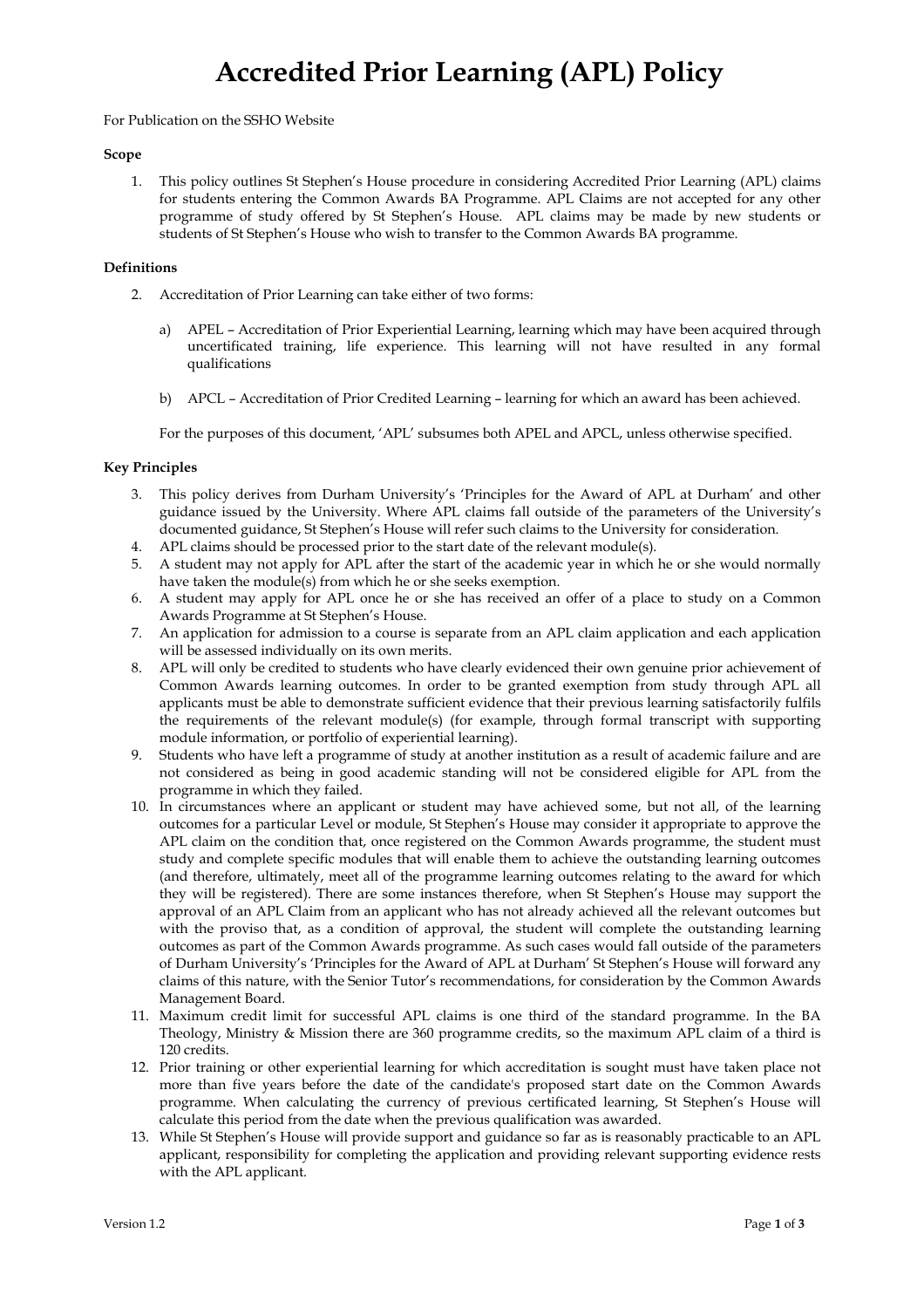# Accredited Prior Learning (APL) Policy

For Publication on the SSHO Website

**Scope**

1. This policy outlines St Stephen's House procedure in considering Accredited Prior Learning (APL) claims for students entering the Common Awards BA Programme. APL Claims are not accepted for any other programme of study offered by St Stephen's House. APL claims may be made by new students or students of St Stephen's House who wish to transfer to the Common Awards BA programme.

**Definitions**

2. Accreditation of Prior Learning can take either of two forms:

   a) APEL – Accreditation of Prior Experiential Learning, learning which may have been acquired through uncertificated training, life experience. This learning will not have resulted in any formal qualifications

   b) APCL – Accreditation of Prior Credited Learning – learning for which an award has been achieved.

   For the purposes of this document, 'APL' subsumes both APEL and APCL, unless otherwise specified.

**Key Principles**

3. This policy derives from Durham University's 'Principles for the Award of APL at Durham' and other guidance issued by the University. Where APL claims fall outside of the parameters of the University's documented guidance, St Stephen's House will refer such claims to the University for consideration.
4. APL claims should be processed prior to the start date of the relevant module(s).
5. A student may not apply for APL after the start of the academic year in which he or she would normally have taken the module(s) from which he or she seeks exemption.
6. A student may apply for APL once he or she has received an offer of a place to study on a Common Awards Programme at St Stephen's House.
7. An application for admission to a course is separate from an APL claim application and each application will be assessed individually on its own merits.
8. APL will only be credited to students who have clearly evidenced their own genuine prior achievement of Common Awards learning outcomes. In order to be granted exemption from study through APL all applicants must be able to demonstrate sufficient evidence that their previous learning satisfactorily fulfils the requirements of the relevant module(s) (for example, through formal transcript with supporting module information, or portfolio of experiential learning).
9. Students who have left a programme of study at another institution as a result of academic failure and are not considered as being in good academic standing will not be considered eligible for APL from the programme in which they failed.
10. In circumstances where an applicant or student may have achieved some, but not all, of the learning outcomes for a particular Level or module, St Stephen's House may consider it appropriate to approve the APL claim on the condition that, once registered on the Common Awards programme, the student must study and complete specific modules that will enable them to achieve the outstanding learning outcomes (and therefore, ultimately, meet all of the programme learning outcomes relating to the award for which they will be registered). There are some instances therefore, when St Stephen's House may support the approval of an APL Claim from an applicant who has not already achieved all the relevant outcomes but with the proviso that, as a condition of approval, the student will complete the outstanding learning outcomes as part of the Common Awards programme. As such cases would fall outside of the parameters of Durham University's 'Principles for the Award of APL at Durham' St Stephen's House will forward any claims of this nature, with the Senior Tutor's recommendations, for consideration by the Common Awards Management Board.
11. Maximum credit limit for successful APL claims is one third of the standard programme. In the BA Theology, Ministry & Mission there are 360 programme credits, so the maximum APL claim of a third is 120 credits.
12. Prior training or other experiential learning for which accreditation is sought must have taken place not more than five years before the date of the candidate's proposed start date on the Common Awards programme. When calculating the currency of previous certificated learning, St Stephen's House will calculate this period from the date when the previous qualification was awarded.
13. While St Stephen's House will provide support and guidance so far as is reasonably practicable to an APL applicant, responsibility for completing the application and providing relevant supporting evidence rests with the APL applicant.

Version 1.2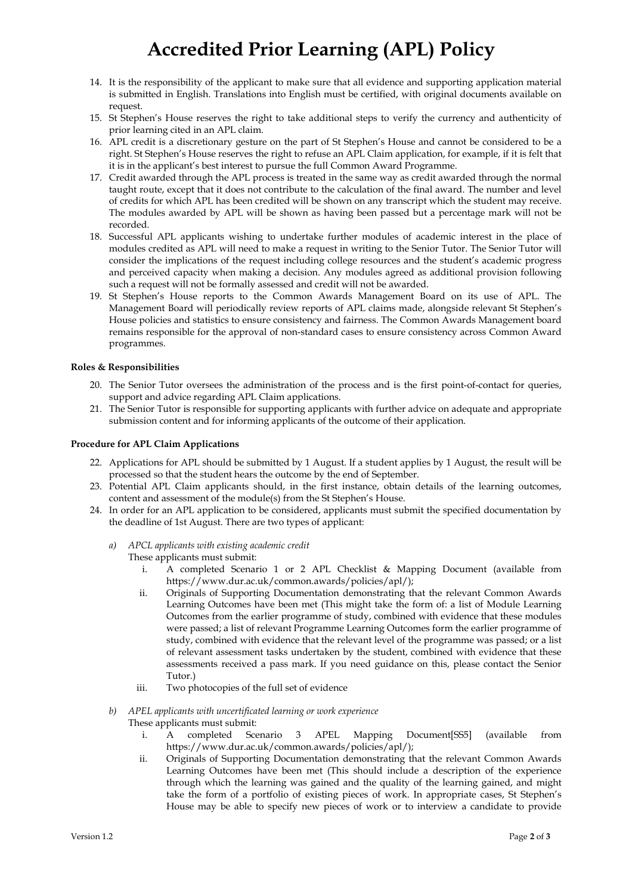# Accredited Prior Learning (APL) Policy

14. It is the responsibility of the applicant to make sure that all evidence and supporting application material is submitted in English. Translations into English must be certified, with original documents available on request.
15. St Stephen's House reserves the right to take additional steps to verify the currency and authenticity of prior learning cited in an APL claim.
16. APL credit is a discretionary gesture on the part of St Stephen's House and cannot be considered to be a right. St Stephen's House reserves the right to refuse an APL Claim application, for example, if it is felt that it is in the applicant's best interest to pursue the full Common Award Programme.
17. Credit awarded through the APL process is treated in the same way as credit awarded through the normal taught route, except that it does not contribute to the calculation of the final award. The number and level of credits for which APL has been credited will be shown on any transcript which the student may receive. The modules awarded by APL will be shown as having been passed but a percentage mark will not be recorded.
18. Successful APL applicants wishing to undertake further modules of academic interest in the place of modules credited as APL will need to make a request in writing to the Senior Tutor. The Senior Tutor will consider the implications of the request including college resources and the student's academic progress and perceived capacity when making a decision. Any modules agreed as additional provision following such a request will not be formally assessed and credit will not be awarded.
19. St Stephen's House reports to the Common Awards Management Board on its use of APL. The Management Board will periodically review reports of APL claims made, alongside relevant St Stephen's House policies and statistics to ensure consistency and fairness. The Common Awards Management board remains responsible for the approval of non-standard cases to ensure consistency across Common Award programmes.

**Roles & Responsibilities**

20. The Senior Tutor oversees the administration of the process and is the first point-of-contact for queries, support and advice regarding APL Claim applications.
21. The Senior Tutor is responsible for supporting applicants with further advice on adequate and appropriate submission content and for informing applicants of the outcome of their application.

**Procedure for APL Claim Applications**

22. Applications for APL should be submitted by 1 August. If a student applies by 1 August, the result will be processed so that the student hears the outcome by the end of September.
23. Potential APL Claim applicants should, in the first instance, obtain details of the learning outcomes, content and assessment of the module(s) from the St Stephen's House.
24. In order for an APL application to be considered, applicants must submit the specified documentation by the deadline of 1st August. There are two types of applicant:

    a) *APCL applicants with existing academic credit*
    These applicants must submit:
       i. A completed Scenario 1 or 2 APL Checklist & Mapping Document (available from https://www.dur.ac.uk/common.awards/policies/apl/);
       ii. Originals of Supporting Documentation demonstrating that the relevant Common Awards Learning Outcomes have been met (This might take the form of: a list of Module Learning Outcomes from the earlier programme of study, combined with evidence that these modules were passed; a list of relevant Programme Learning Outcomes form the earlier programme of study, combined with evidence that the relevant level of the programme was passed; or a list of relevant assessment tasks undertaken by the student, combined with evidence that these assessments received a pass mark. If you need guidance on this, please contact the Senior Tutor.)
       iii. Two photocopies of the full set of evidence

    b) *APEL applicants with uncertificated learning or work experience*
    These applicants must submit:
       i. A completed Scenario 3 APEL Mapping Document[SS5] (available from https://www.dur.ac.uk/common.awards/policies/apl/);
       ii. Originals of Supporting Documentation demonstrating that the relevant Common Awards Learning Outcomes have been met (This should include a description of the experience through which the learning was gained and the quality of the learning gained, and might take the form of a portfolio of existing pieces of work. In appropriate cases, St Stephen's House may be able to specify new pieces of work or to interview a candidate to provide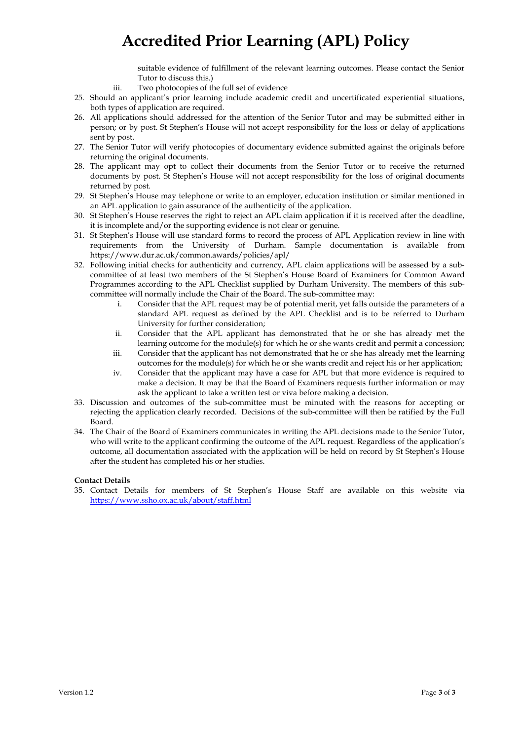suitable evidence of fulfillment of the relevant learning outcomes. Please contact the Senior Tutor to discuss this.)

iii. Two photocopies of the full set of evidence

25. Should an applicant's prior learning include academic credit and uncertificated experiential situations, both types of application are required.
26. All applications should addressed for the attention of the Senior Tutor and may be submitted either in person; or by post. St Stephen's House will not accept responsibility for the loss or delay of applications sent by post.
27. The Senior Tutor will verify photocopies of documentary evidence submitted against the originals before returning the original documents.
28. The applicant may opt to collect their documents from the Senior Tutor or to receive the returned documents by post. St Stephen's House will not accept responsibility for the loss of original documents returned by post.
29. St Stephen's House may telephone or write to an employer, education institution or similar mentioned in an APL application to gain assurance of the authenticity of the application.
30. St Stephen's House reserves the right to reject an APL claim application if it is received after the deadline, it is incomplete and/or the supporting evidence is not clear or genuine.
31. St Stephen's House will use standard forms to record the process of APL Application review in line with requirements from the University of Durham. Sample documentation is available from https://www.dur.ac.uk/common.awards/policies/apl/
32. Following initial checks for authenticity and currency, APL claim applications will be assessed by a sub-committee of at least two members of the St Stephen's House Board of Examiners for Common Award Programmes according to the APL Checklist supplied by Durham University. The members of this sub-committee will normally include the Chair of the Board. The sub-committee may:
    i. Consider that the APL request may be of potential merit, yet falls outside the parameters of a standard APL request as defined by the APL Checklist and is to be referred to Durham University for further consideration;
    ii. Consider that the APL applicant has demonstrated that he or she has already met the learning outcome for the module(s) for which he or she wants credit and permit a concession;
    iii. Consider that the applicant has not demonstrated that he or she has already met the learning outcomes for the module(s) for which he or she wants credit and reject his or her application;
    iv. Consider that the applicant may have a case for APL but that more evidence is required to make a decision. It may be that the Board of Examiners requests further information or may ask the applicant to take a written test or viva before making a decision.
33. Discussion and outcomes of the sub-committee must be minuted with the reasons for accepting or rejecting the application clearly recorded. Decisions of the sub-committee will then be ratified by the Full Board.
34. The Chair of the Board of Examiners communicates in writing the APL decisions made to the Senior Tutor, who will write to the applicant confirming the outcome of the APL request. Regardless of the application's outcome, all documentation associated with the application will be held on record by St Stephen's House after the student has completed his or her studies.

**Contact Details**

35. Contact Details for members of St Stephen's House Staff are available on this website via https://www.ssho.ox.ac.uk/about/staff.html